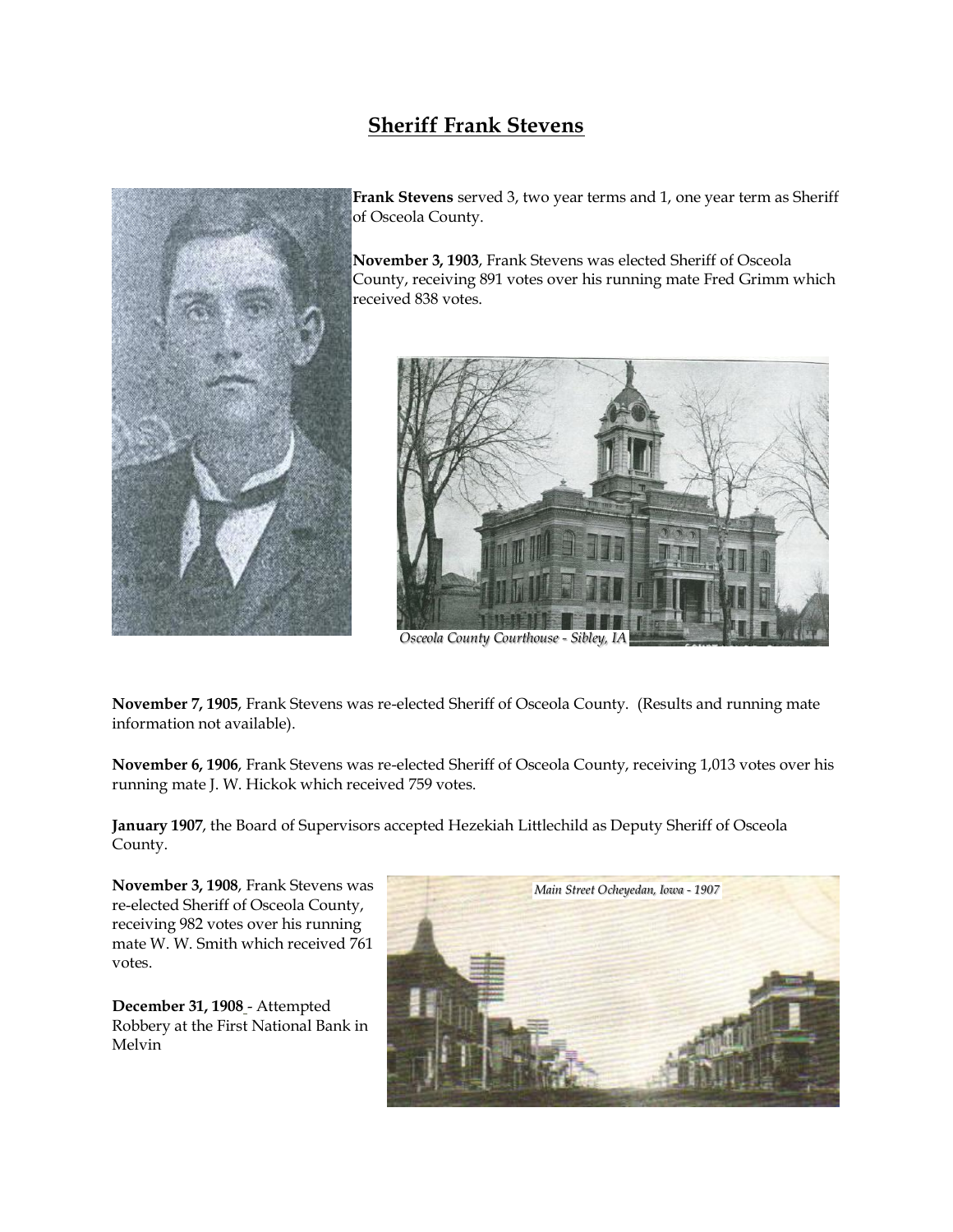# Sheriff Frank Stevens

**Frank Stevens** served 3, two year terms and 1, one year term as Sheriff of Osceola County.

**November 3, 1903**, Frank Stevens was elected Sheriff of Osceola County, receiving 891 votes over his running mate Fred Grimm which received 838 votes.

*Osceola County Courthouse - Sibley, IA*

**November 7, 1905**, Frank Stevens was re-elected Sheriff of Osceola County. (Results and running mate information not available).

**November 6, 1906**, Frank Stevens was re-elected Sheriff of Osceola County, receiving 1,013 votes over his running mate J. W. Hickok which received 759 votes.

**January 1907**, the Board of Supervisors accepted Hezekiah Littlechild as Deputy Sheriff of Osceola County.

**November 3, 1908**, Frank Stevens was re-elected Sheriff of Osceola County, receiving 982 votes over his running mate W. W. Smith which received 761 votes.

*Main Street Ocheyedan, Iowa - 1907*

**December 31, 1908** - Attempted Robbery at the First National Bank in Melvin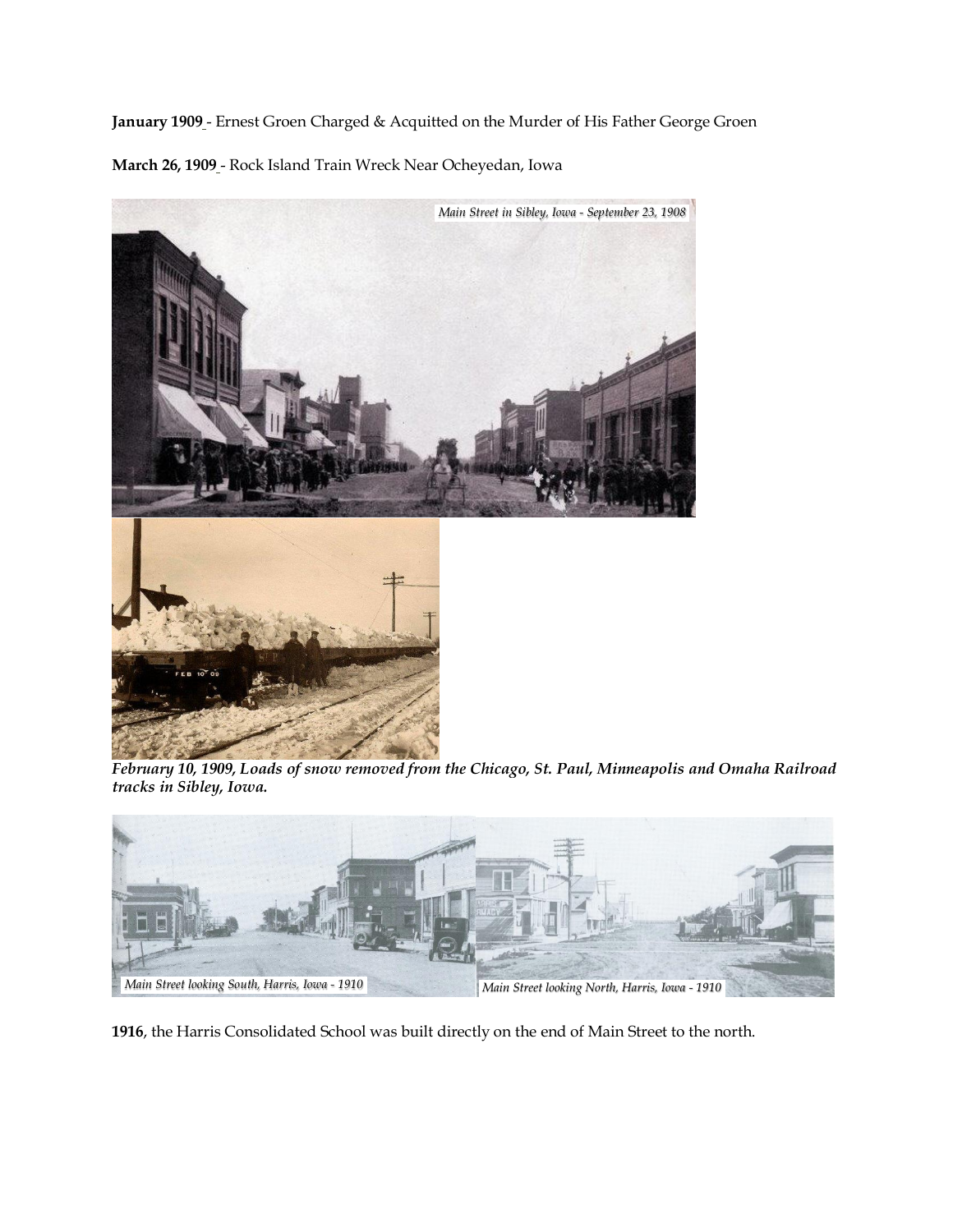**January 1909** - Ernest Groen Charged & Acquitted on the Murder of His Father George Groen

**March 26, 1909** - Rock Island Train Wreck Near Ocheyedan, Iowa

*Main Street in Sibley, Iowa - September 23, 1908*

***February 10, 1909, Loads of snow removed from the Chicago, St. Paul, Minneapolis and Omaha Railroad tracks in Sibley, Iowa.***

*Main Street looking South, Harris, Iowa - 1910*

*Main Street looking North, Harris, Iowa - 1910*

**1916**, the Harris Consolidated School was built directly on the end of Main Street to the north.